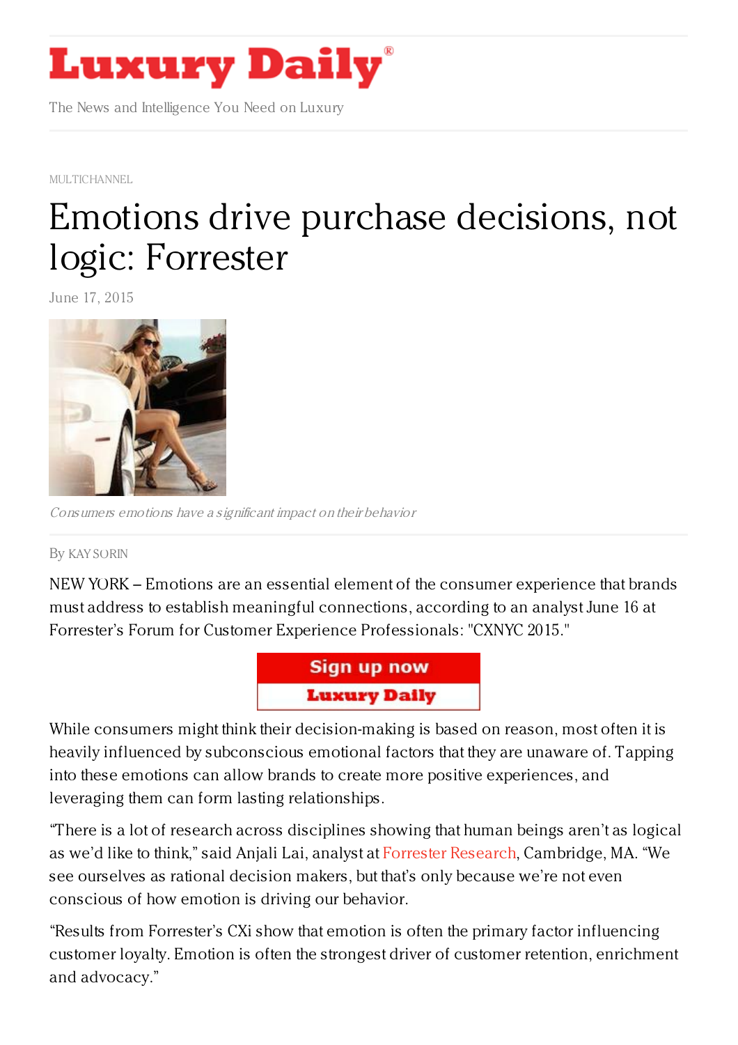# Luxury Daily

The News and Intelligence You Need on Luxury

MULTICHANNEL

# Emotions drive purchase decisions, not logic: Forrester

June 17, 2015

*Consumers emotions have a significant impact on their behavior*

By KAY SORIN

NEW YORK – Emotions are an essential element of the consumer experience that brands must address to establish meaningful connections, according to an analyst June 16 at Forrester's Forum for Customer Experience Professionals: "CXNYC 2015."

While consumers might think their decision-making is based on reason, most often it is heavily influenced by subconscious emotional factors that they are unaware of. Tapping into these emotions can allow brands to create more positive experiences, and leveraging them can form lasting relationships.

"There is a lot of research across disciplines showing that human beings aren't as logical as we'd like to think," said Anjali Lai, analyst at Forrester Research, Cambridge, MA. "We see ourselves as rational decision makers, but that's only because we're not even conscious of how emotion is driving our behavior.

"Results from Forrester's CXi show that emotion is often the primary factor influencing customer loyalty. Emotion is often the strongest driver of customer retention, enrichment and advocacy."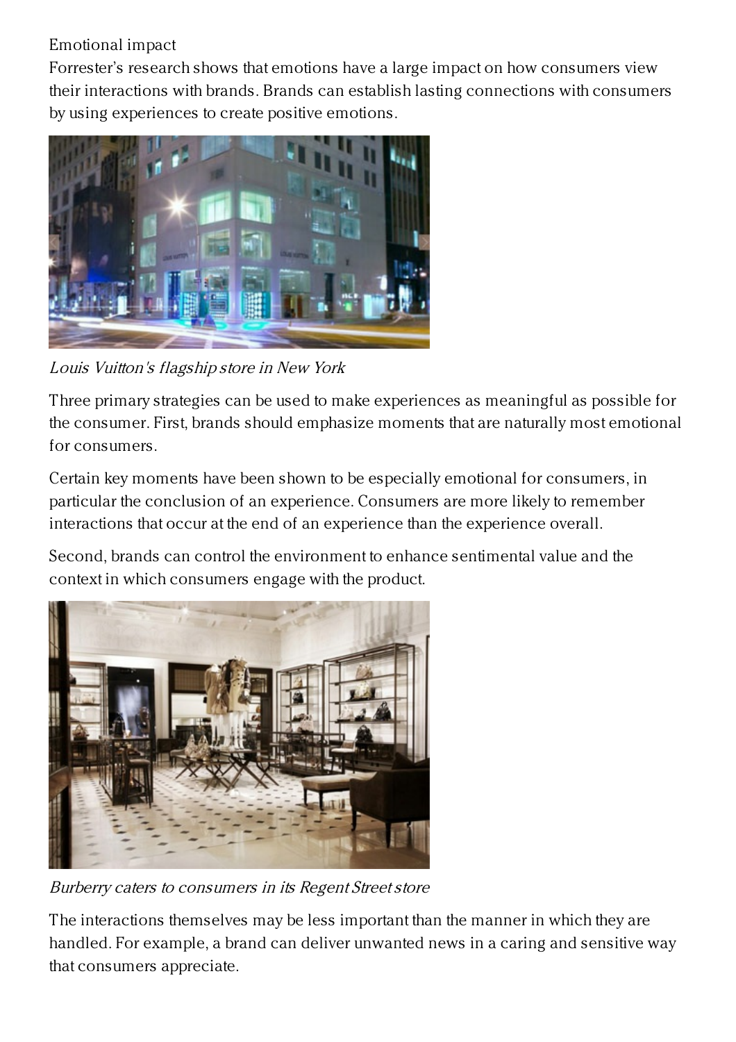## Emotional impact

Forrester's research shows that emotions have a large impact on how consumers view their interactions with brands. Brands can establish lasting connections with consumers by using experiences to create positive emotions.

*Louis Vuitton's flagship store in New York*

Three primary strategies can be used to make experiences as meaningful as possible for the consumer. First, brands should emphasize moments that are naturally most emotional for consumers.

Certain key moments have been shown to be especially emotional for consumers, in particular the conclusion of an experience. Consumers are more likely to remember interactions that occur at the end of an experience than the experience overall.

Second, brands can control the environment to enhance sentimental value and the context in which consumers engage with the product.

*Burberry caters to consumers in its Regent Street store*

The interactions themselves may be less important than the manner in which they are handled. For example, a brand can deliver unwanted news in a caring and sensitive way that consumers appreciate.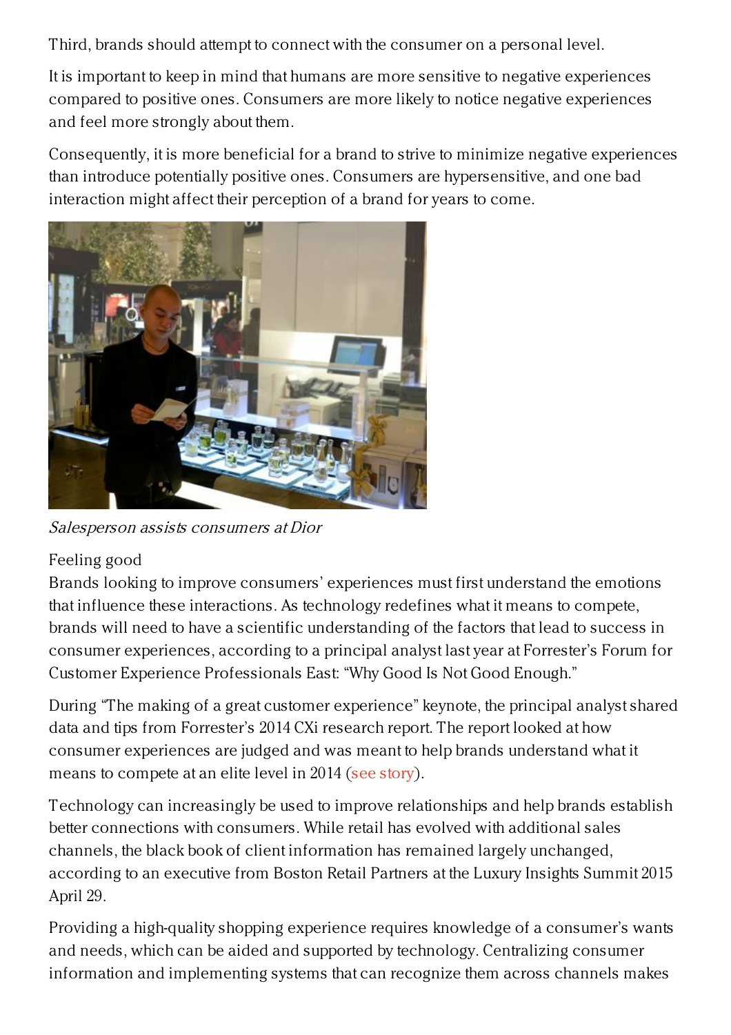Third, brands should attempt to connect with the consumer on a personal level.

It is important to keep in mind that humans are more sensitive to negative experiences compared to positive ones. Consumers are more likely to notice negative experiences and feel more strongly about them.

Consequently, it is more beneficial for a brand to strive to minimize negative experiences than introduce potentially positive ones. Consumers are hypersensitive, and one bad interaction might affect their perception of a brand for years to come.

*Salesperson assists consumers at Dior*

Feeling good

Brands looking to improve consumers' experiences must first understand the emotions that influence these interactions. As technology redefines what it means to compete, brands will need to have a scientific understanding of the factors that lead to success in consumer experiences, according to a principal analyst last year at Forrester's Forum for Customer Experience Professionals East: "Why Good Is Not Good Enough."

During "The making of a great customer experience" keynote, the principal analyst shared data and tips from Forrester's 2014 CXi research report. The report looked at how consumer experiences are judged and was meant to help brands understand what it means to compete at an elite level in 2014 (see story).

Technology can increasingly be used to improve relationships and help brands establish better connections with consumers. While retail has evolved with additional sales channels, the black book of client information has remained largely unchanged, according to an executive from Boston Retail Partners at the Luxury Insights Summit 2015 April 29.

Providing a high-quality shopping experience requires knowledge of a consumer's wants and needs, which can be aided and supported by technology. Centralizing consumer information and implementing systems that can recognize them across channels makes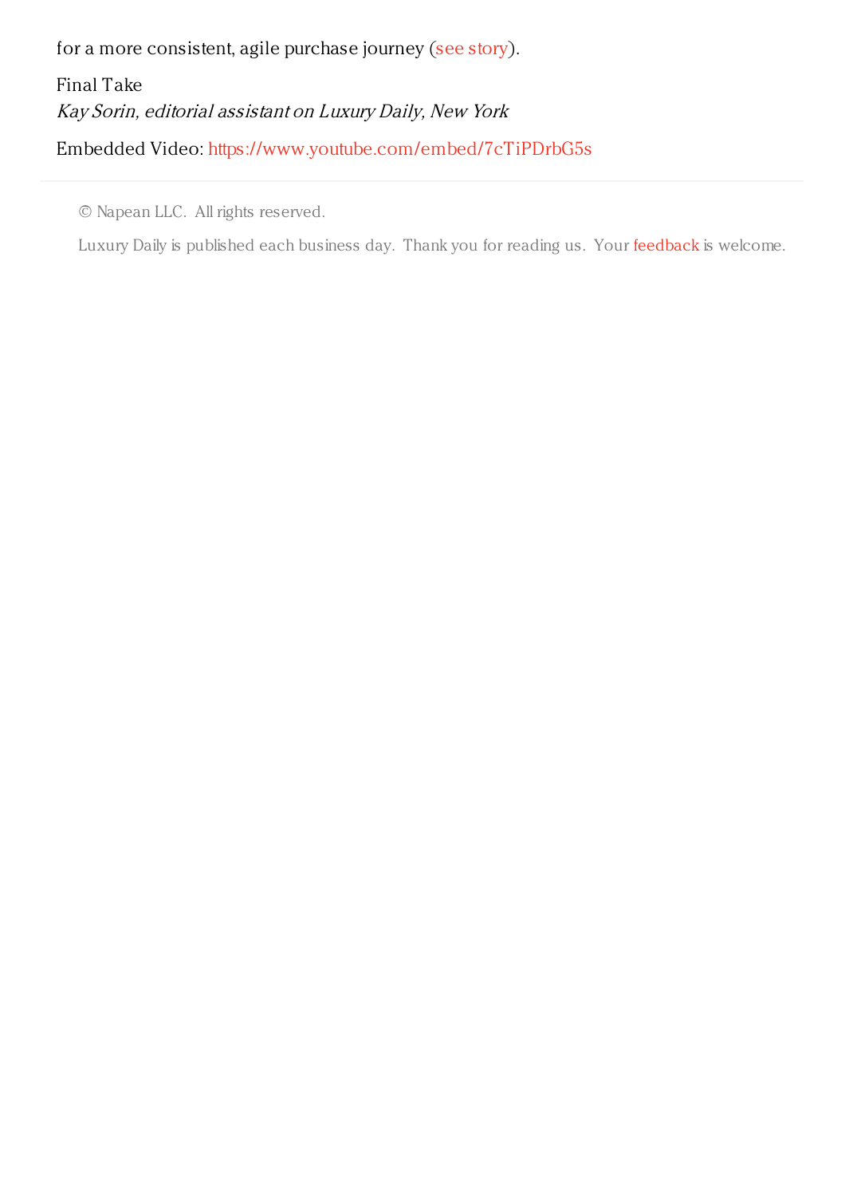for a more consistent, agile purchase journey (see story).

Final Take
*Kay Sorin, editorial assistant on Luxury Daily, New York*

Embedded Video: https://www.youtube.com/embed/7cTiPDrbG5s

© Napean LLC. All rights reserved.

Luxury Daily is published each business day. Thank you for reading us. Your feedback is welcome.